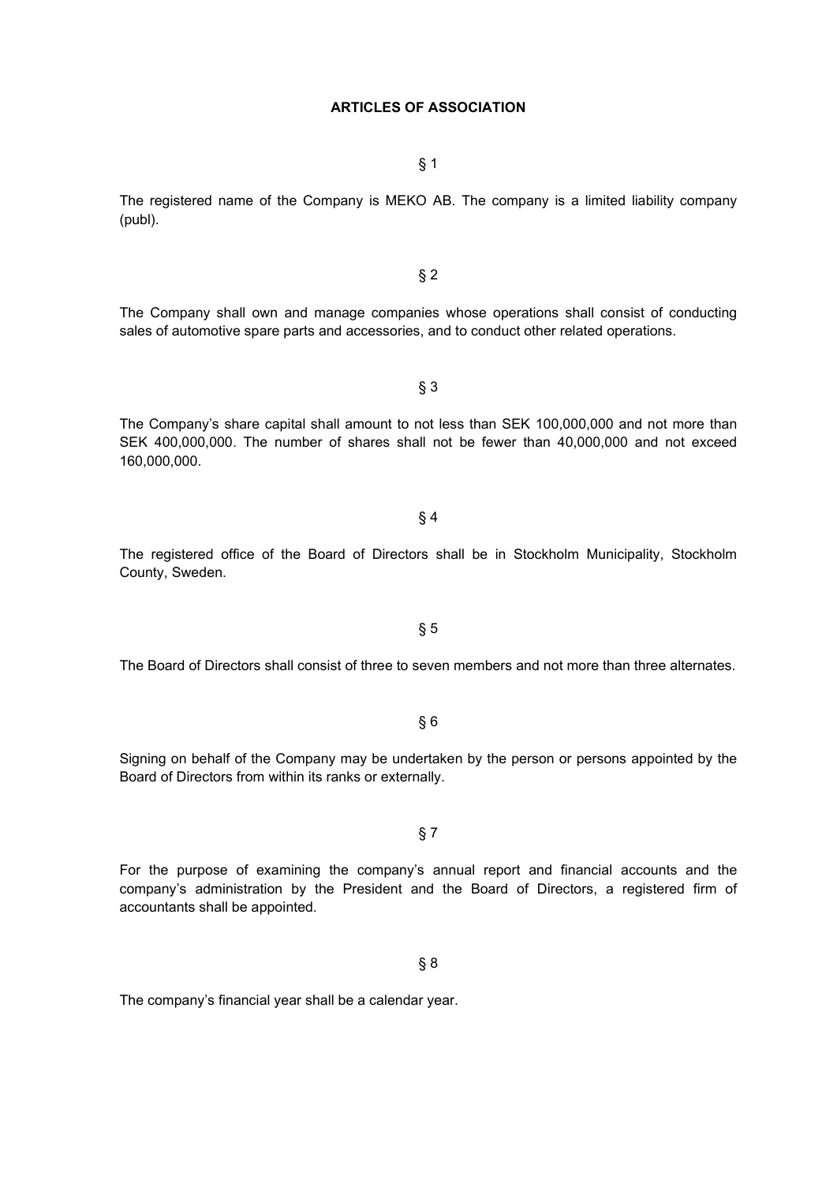# ARTICLES OF ASSOCIATION

§ 1

The registered name of the Company is MEKO AB. The company is a limited liability company (publ).

§ 2

The Company shall own and manage companies whose operations shall consist of conducting sales of automotive spare parts and accessories, and to conduct other related operations.

§ 3

The Company's share capital shall amount to not less than SEK 100,000,000 and not more than SEK 400,000,000. The number of shares shall not be fewer than 40,000,000 and not exceed 160,000,000.

§ 4

The registered office of the Board of Directors shall be in Stockholm Municipality, Stockholm County, Sweden.

§ 5

The Board of Directors shall consist of three to seven members and not more than three alternates.

§ 6

Signing on behalf of the Company may be undertaken by the person or persons appointed by the Board of Directors from within its ranks or externally.

§ 7

For the purpose of examining the company's annual report and financial accounts and the company's administration by the President and the Board of Directors, a registered firm of accountants shall be appointed.

§ 8

The company's financial year shall be a calendar year.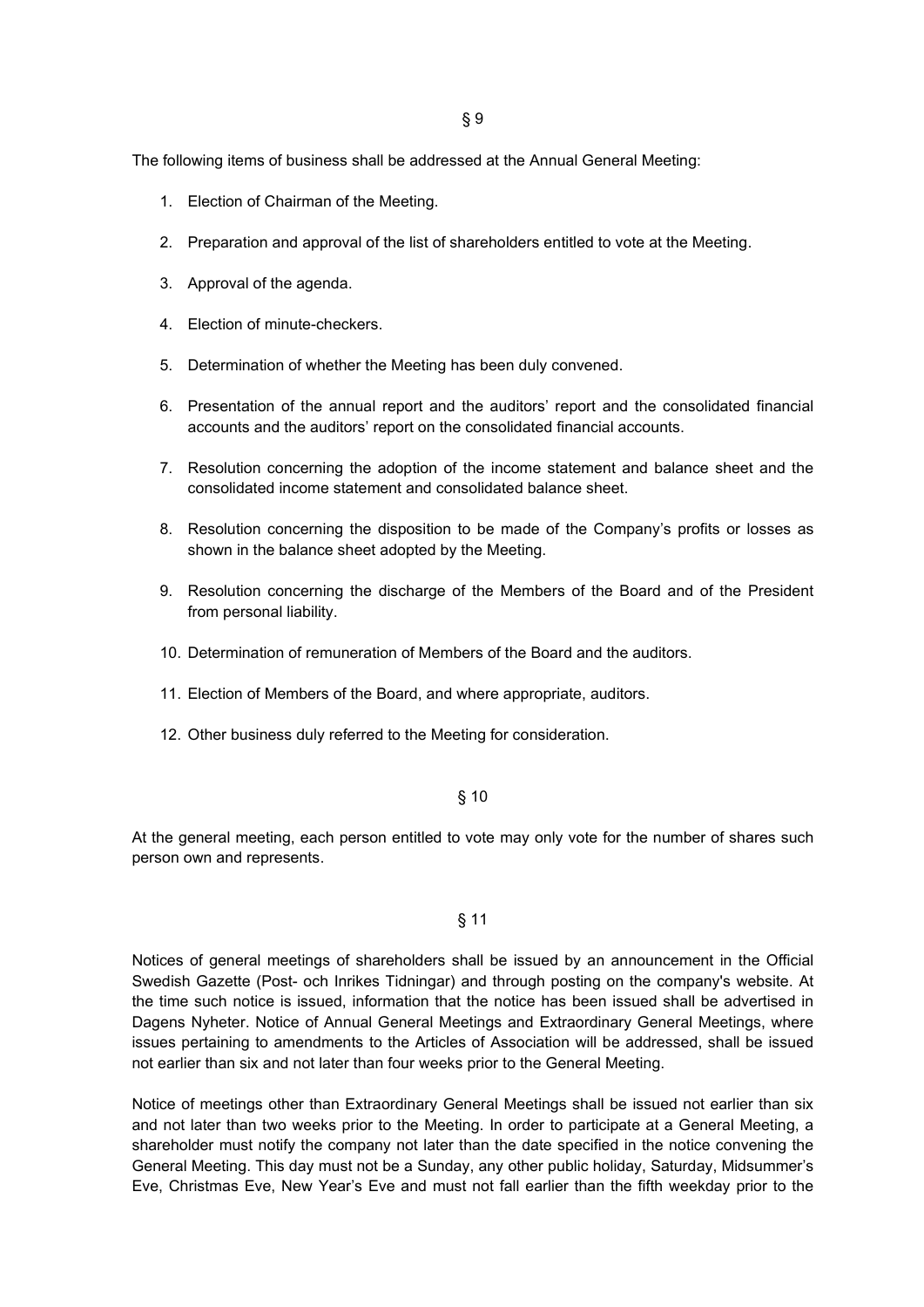## § 9

The following items of business shall be addressed at the Annual General Meeting:

1. Election of Chairman of the Meeting.
2. Preparation and approval of the list of shareholders entitled to vote at the Meeting.
3. Approval of the agenda.
4. Election of minute-checkers.
5. Determination of whether the Meeting has been duly convened.
6. Presentation of the annual report and the auditors' report and the consolidated financial accounts and the auditors' report on the consolidated financial accounts.
7. Resolution concerning the adoption of the income statement and balance sheet and the consolidated income statement and consolidated balance sheet.
8. Resolution concerning the disposition to be made of the Company's profits or losses as shown in the balance sheet adopted by the Meeting.
9. Resolution concerning the discharge of the Members of the Board and of the President from personal liability.
10. Determination of remuneration of Members of the Board and the auditors.
11. Election of Members of the Board, and where appropriate, auditors.
12. Other business duly referred to the Meeting for consideration.

## § 10

At the general meeting, each person entitled to vote may only vote for the number of shares such person own and represents.

## § 11

Notices of general meetings of shareholders shall be issued by an announcement in the Official Swedish Gazette (Post- och Inrikes Tidningar) and through posting on the company's website. At the time such notice is issued, information that the notice has been issued shall be advertised in Dagens Nyheter. Notice of Annual General Meetings and Extraordinary General Meetings, where issues pertaining to amendments to the Articles of Association will be addressed, shall be issued not earlier than six and not later than four weeks prior to the General Meeting.

Notice of meetings other than Extraordinary General Meetings shall be issued not earlier than six and not later than two weeks prior to the Meeting. In order to participate at a General Meeting, a shareholder must notify the company not later than the date specified in the notice convening the General Meeting. This day must not be a Sunday, any other public holiday, Saturday, Midsummer's Eve, Christmas Eve, New Year's Eve and must not fall earlier than the fifth weekday prior to the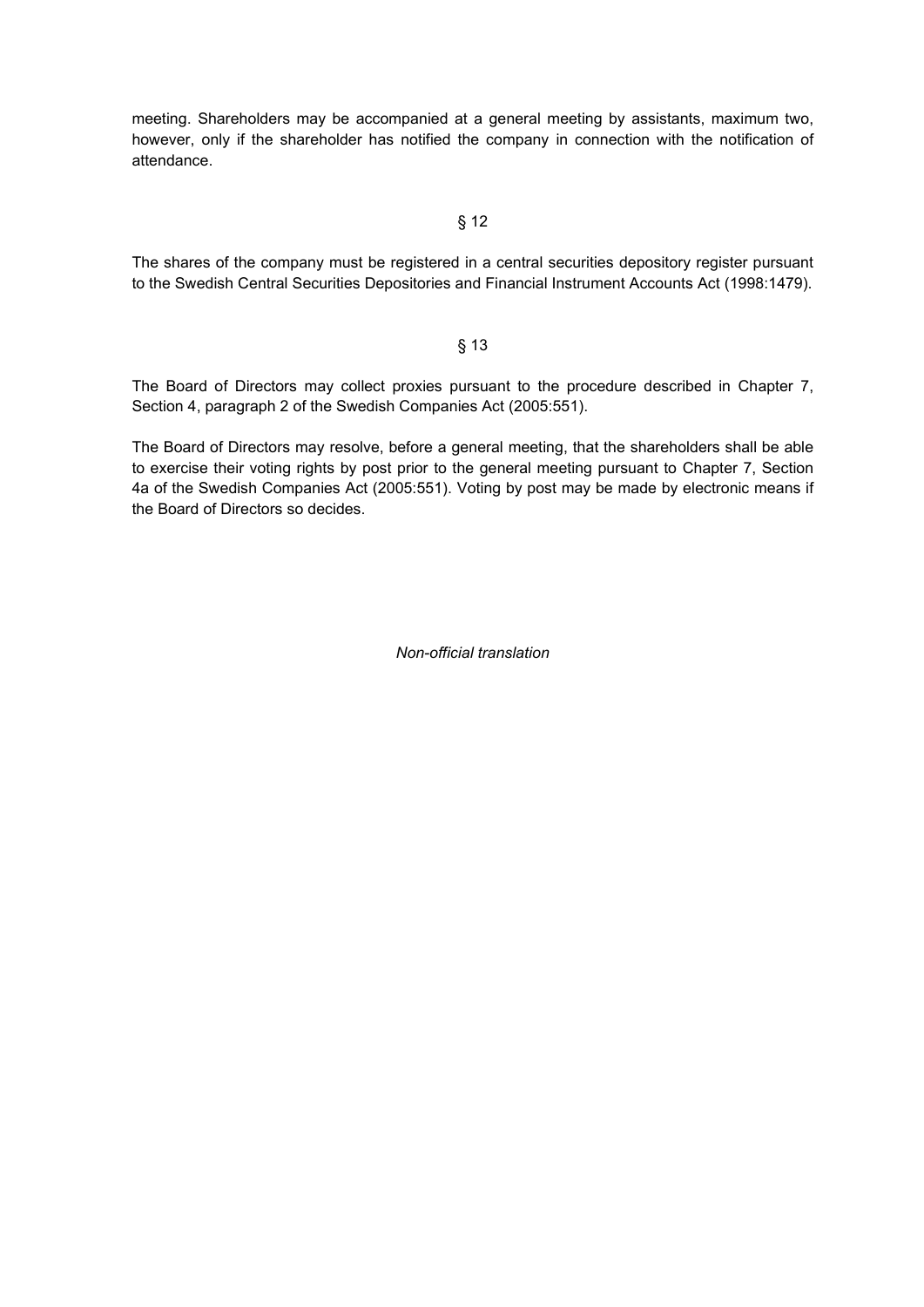meeting. Shareholders may be accompanied at a general meeting by assistants, maximum two, however, only if the shareholder has notified the company in connection with the notification of attendance.

§ 12

The shares of the company must be registered in a central securities depository register pursuant to the Swedish Central Securities Depositories and Financial Instrument Accounts Act (1998:1479).

§ 13

The Board of Directors may collect proxies pursuant to the procedure described in Chapter 7, Section 4, paragraph 2 of the Swedish Companies Act (2005:551).

The Board of Directors may resolve, before a general meeting, that the shareholders shall be able to exercise their voting rights by post prior to the general meeting pursuant to Chapter 7, Section 4a of the Swedish Companies Act (2005:551). Voting by post may be made by electronic means if the Board of Directors so decides.

*Non-official translation*